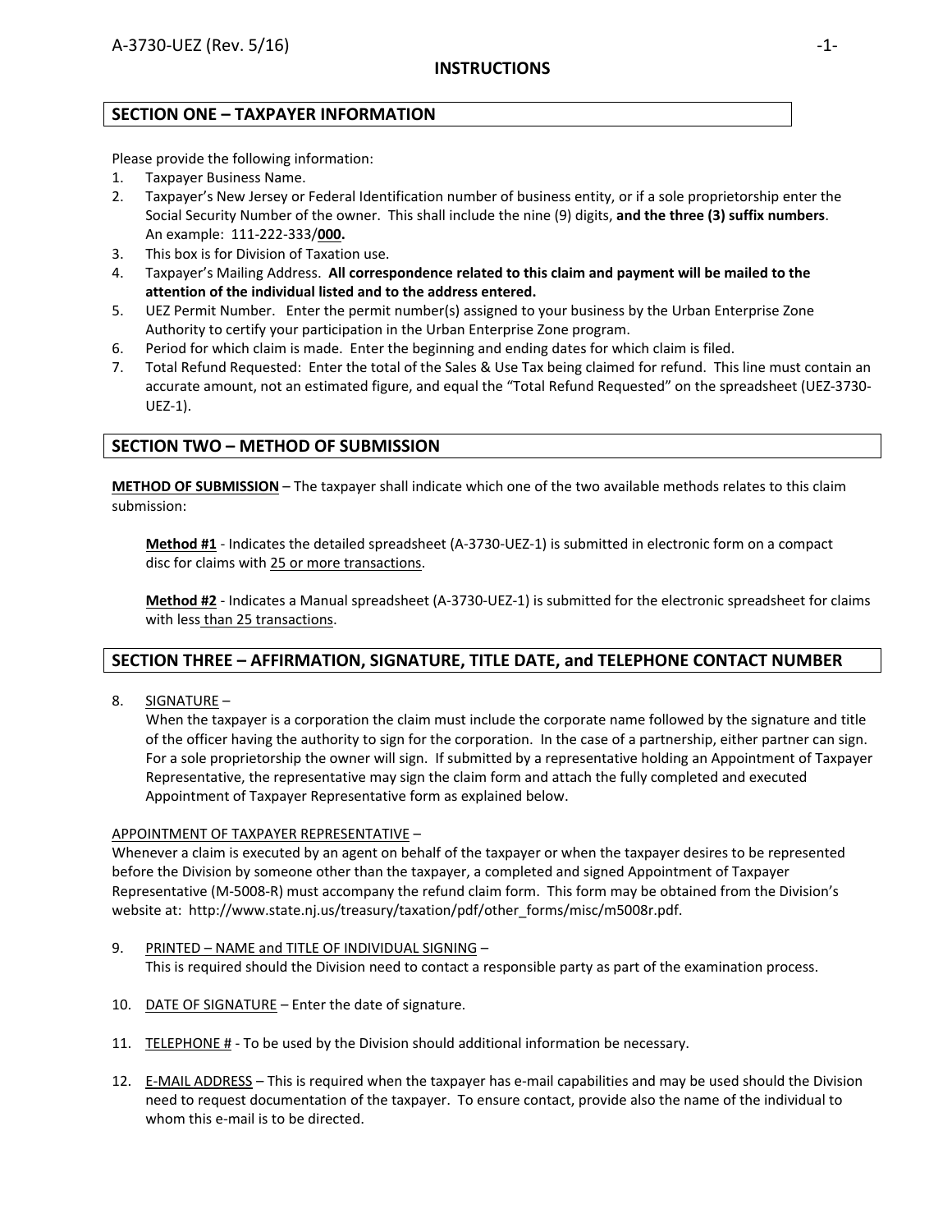# INSTRUCTIONS

## SECTION ONE – TAXPAYER INFORMATION

Please provide the following information:

1. Taxpayer Business Name.
2. Taxpayer's New Jersey or Federal Identification number of business entity, or if a sole proprietorship enter the Social Security Number of the owner. This shall include the nine (9) digits, **and the three (3) suffix numbers**. An example: 111-222-333/**000.**
3. This box is for Division of Taxation use.
4. Taxpayer's Mailing Address. **All correspondence related to this claim and payment will be mailed to the attention of the individual listed and to the address entered.**
5. UEZ Permit Number. Enter the permit number(s) assigned to your business by the Urban Enterprise Zone Authority to certify your participation in the Urban Enterprise Zone program.
6. Period for which claim is made. Enter the beginning and ending dates for which claim is filed.
7. Total Refund Requested: Enter the total of the Sales & Use Tax being claimed for refund. This line must contain an accurate amount, not an estimated figure, and equal the "Total Refund Requested" on the spreadsheet (UEZ-3730-UEZ-1).

## SECTION TWO – METHOD OF SUBMISSION

**METHOD OF SUBMISSION** – The taxpayer shall indicate which one of the two available methods relates to this claim submission:

**Method #1** - Indicates the detailed spreadsheet (A-3730-UEZ-1) is submitted in electronic form on a compact disc for claims with 25 or more transactions.

**Method #2** - Indicates a Manual spreadsheet (A-3730-UEZ-1) is submitted for the electronic spreadsheet for claims with less than 25 transactions.

## SECTION THREE – AFFIRMATION, SIGNATURE, TITLE DATE, and TELEPHONE CONTACT NUMBER

8. SIGNATURE –
   When the taxpayer is a corporation the claim must include the corporate name followed by the signature and title of the officer having the authority to sign for the corporation. In the case of a partnership, either partner can sign. For a sole proprietorship the owner will sign. If submitted by a representative holding an Appointment of Taxpayer Representative, the representative may sign the claim form and attach the fully completed and executed Appointment of Taxpayer Representative form as explained below.

APPOINTMENT OF TAXPAYER REPRESENTATIVE –
Whenever a claim is executed by an agent on behalf of the taxpayer or when the taxpayer desires to be represented before the Division by someone other than the taxpayer, a completed and signed Appointment of Taxpayer Representative (M-5008-R) must accompany the refund claim form. This form may be obtained from the Division's website at: http://www.state.nj.us/treasury/taxation/pdf/other_forms/misc/m5008r.pdf.

9. PRINTED – NAME and TITLE OF INDIVIDUAL SIGNING –
   This is required should the Division need to contact a responsible party as part of the examination process.
10. DATE OF SIGNATURE – Enter the date of signature.
11. TELEPHONE # - To be used by the Division should additional information be necessary.
12. E-MAIL ADDRESS – This is required when the taxpayer has e-mail capabilities and may be used should the Division need to request documentation of the taxpayer. To ensure contact, provide also the name of the individual to whom this e-mail is to be directed.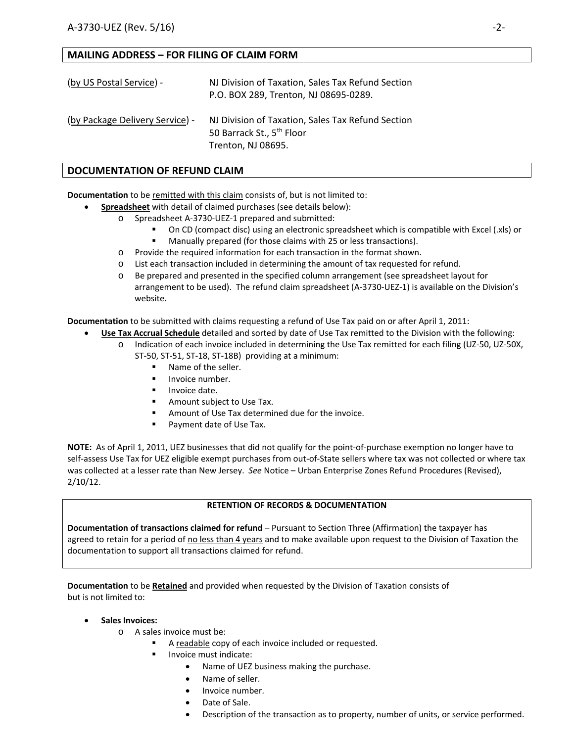## MAILING ADDRESS – FOR FILING OF CLAIM FORM

(by US Postal Service) - NJ Division of Taxation, Sales Tax Refund Section
P.O. BOX 289, Trenton, NJ 08695-0289.

(by Package Delivery Service) - NJ Division of Taxation, Sales Tax Refund Section
50 Barrack St., 5th Floor
Trenton, NJ 08695.

## DOCUMENTATION OF REFUND CLAIM

**Documentation** to be remitted with this claim consists of, but is not limited to:

- **Spreadsheet** with detail of claimed purchases (see details below):
  - Spreadsheet A-3730-UEZ-1 prepared and submitted:
    - On CD (compact disc) using an electronic spreadsheet which is compatible with Excel (.xls) or
    - Manually prepared (for those claims with 25 or less transactions).
  - Provide the required information for each transaction in the format shown.
  - List each transaction included in determining the amount of tax requested for refund.
  - Be prepared and presented in the specified column arrangement (see spreadsheet layout for arrangement to be used). The refund claim spreadsheet (A-3730-UEZ-1) is available on the Division's website.

**Documentation** to be submitted with claims requesting a refund of Use Tax paid on or after April 1, 2011:

- **Use Tax Accrual Schedule** detailed and sorted by date of Use Tax remitted to the Division with the following:
  - Indication of each invoice included in determining the Use Tax remitted for each filing (UZ-50, UZ-50X, ST-50, ST-51, ST-18, ST-18B) providing at a minimum:
    - Name of the seller.
    - Invoice number.
    - Invoice date.
    - Amount subject to Use Tax.
    - Amount of Use Tax determined due for the invoice.
    - Payment date of Use Tax.

**NOTE:** As of April 1, 2011, UEZ businesses that did not qualify for the point-of-purchase exemption no longer have to self-assess Use Tax for UEZ eligible exempt purchases from out-of-State sellers where tax was not collected or where tax was collected at a lesser rate than New Jersey. *See* Notice – Urban Enterprise Zones Refund Procedures (Revised), 2/10/12.

**RETENTION OF RECORDS & DOCUMENTATION**

**Documentation of transactions claimed for refund** – Pursuant to Section Three (Affirmation) the taxpayer has agreed to retain for a period of no less than 4 years and to make available upon request to the Division of Taxation the documentation to support all transactions claimed for refund.

**Documentation** to be **Retained** and provided when requested by the Division of Taxation consists of but is not limited to:

- **Sales Invoices:**
  - A sales invoice must be:
    - A readable copy of each invoice included or requested.
    - Invoice must indicate:
      - Name of UEZ business making the purchase.
      - Name of seller.
      - Invoice number.
      - Date of Sale.
      - Description of the transaction as to property, number of units, or service performed.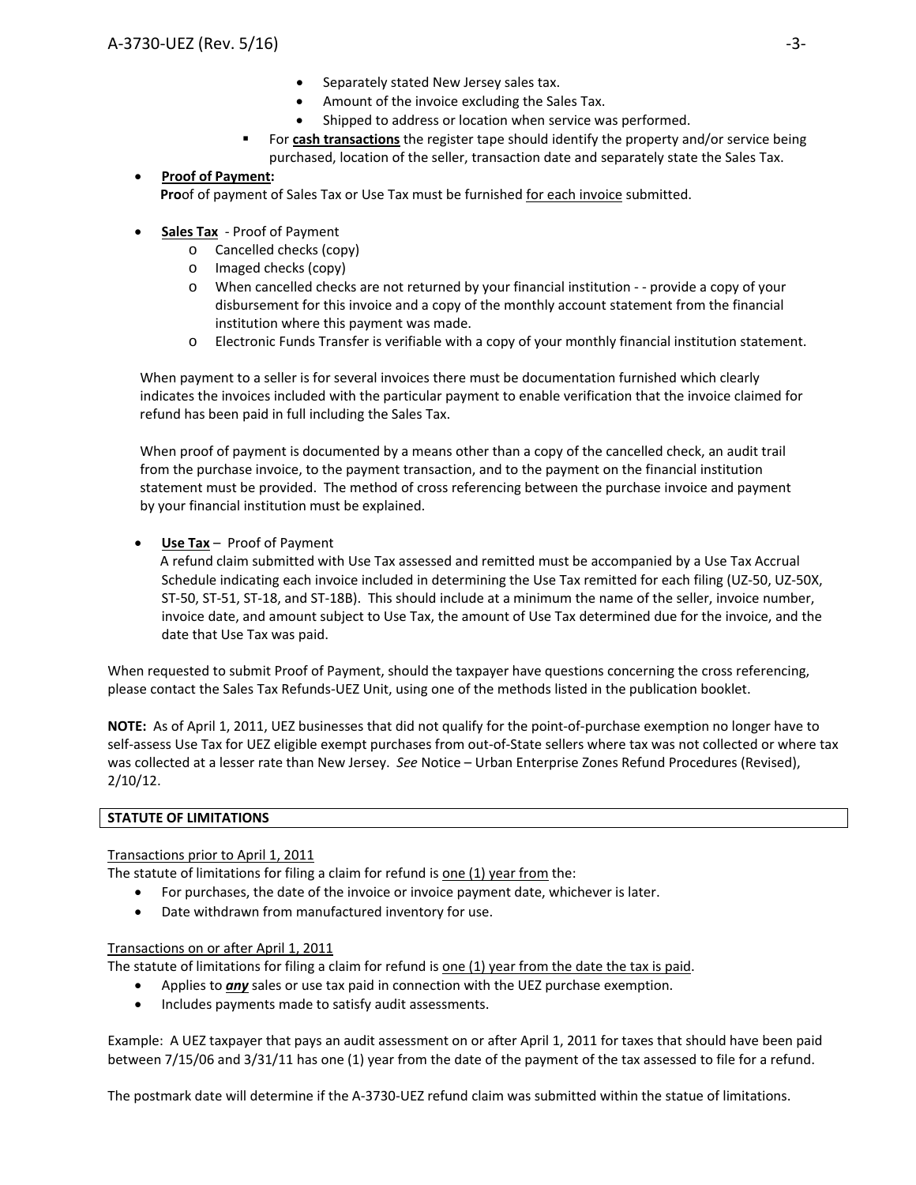- Separately stated New Jersey sales tax.
    - Amount of the invoice excluding the Sales Tax.
    - Shipped to address or location when service was performed.
  - For **cash transactions** the register tape should identify the property and/or service being purchased, location of the seller, transaction date and separately state the Sales Tax.

- **Proof of Payment:**
  **Pro**of of payment of Sales Tax or Use Tax must be furnished for each invoice submitted.

- **Sales Tax** - Proof of Payment
  - Cancelled checks (copy)
  - Imaged checks (copy)
  - When cancelled checks are not returned by your financial institution - - provide a copy of your disbursement for this invoice and a copy of the monthly account statement from the financial institution where this payment was made.
  - Electronic Funds Transfer is verifiable with a copy of your monthly financial institution statement.

  When payment to a seller is for several invoices there must be documentation furnished which clearly indicates the invoices included with the particular payment to enable verification that the invoice claimed for refund has been paid in full including the Sales Tax.

  When proof of payment is documented by a means other than a copy of the cancelled check, an audit trail from the purchase invoice, to the payment transaction, and to the payment on the financial institution statement must be provided. The method of cross referencing between the purchase invoice and payment by your financial institution must be explained.

- **Use Tax** – Proof of Payment
  A refund claim submitted with Use Tax assessed and remitted must be accompanied by a Use Tax Accrual Schedule indicating each invoice included in determining the Use Tax remitted for each filing (UZ-50, UZ-50X, ST-50, ST-51, ST-18, and ST-18B). This should include at a minimum the name of the seller, invoice number, invoice date, and amount subject to Use Tax, the amount of Use Tax determined due for the invoice, and the date that Use Tax was paid.

When requested to submit Proof of Payment, should the taxpayer have questions concerning the cross referencing, please contact the Sales Tax Refunds-UEZ Unit, using one of the methods listed in the publication booklet.

**NOTE:** As of April 1, 2011, UEZ businesses that did not qualify for the point-of-purchase exemption no longer have to self-assess Use Tax for UEZ eligible exempt purchases from out-of-State sellers where tax was not collected or where tax was collected at a lesser rate than New Jersey. *See* Notice – Urban Enterprise Zones Refund Procedures (Revised), 2/10/12.

## STATUTE OF LIMITATIONS

Transactions prior to April 1, 2011
The statute of limitations for filing a claim for refund is one (1) year from the:

- For purchases, the date of the invoice or invoice payment date, whichever is later.
- Date withdrawn from manufactured inventory for use.

Transactions on or after April 1, 2011
The statute of limitations for filing a claim for refund is one (1) year from the date the tax is paid.

- Applies to ***any*** sales or use tax paid in connection with the UEZ purchase exemption.
- Includes payments made to satisfy audit assessments.

Example: A UEZ taxpayer that pays an audit assessment on or after April 1, 2011 for taxes that should have been paid between 7/15/06 and 3/31/11 has one (1) year from the date of the payment of the tax assessed to file for a refund.

The postmark date will determine if the A-3730-UEZ refund claim was submitted within the statue of limitations.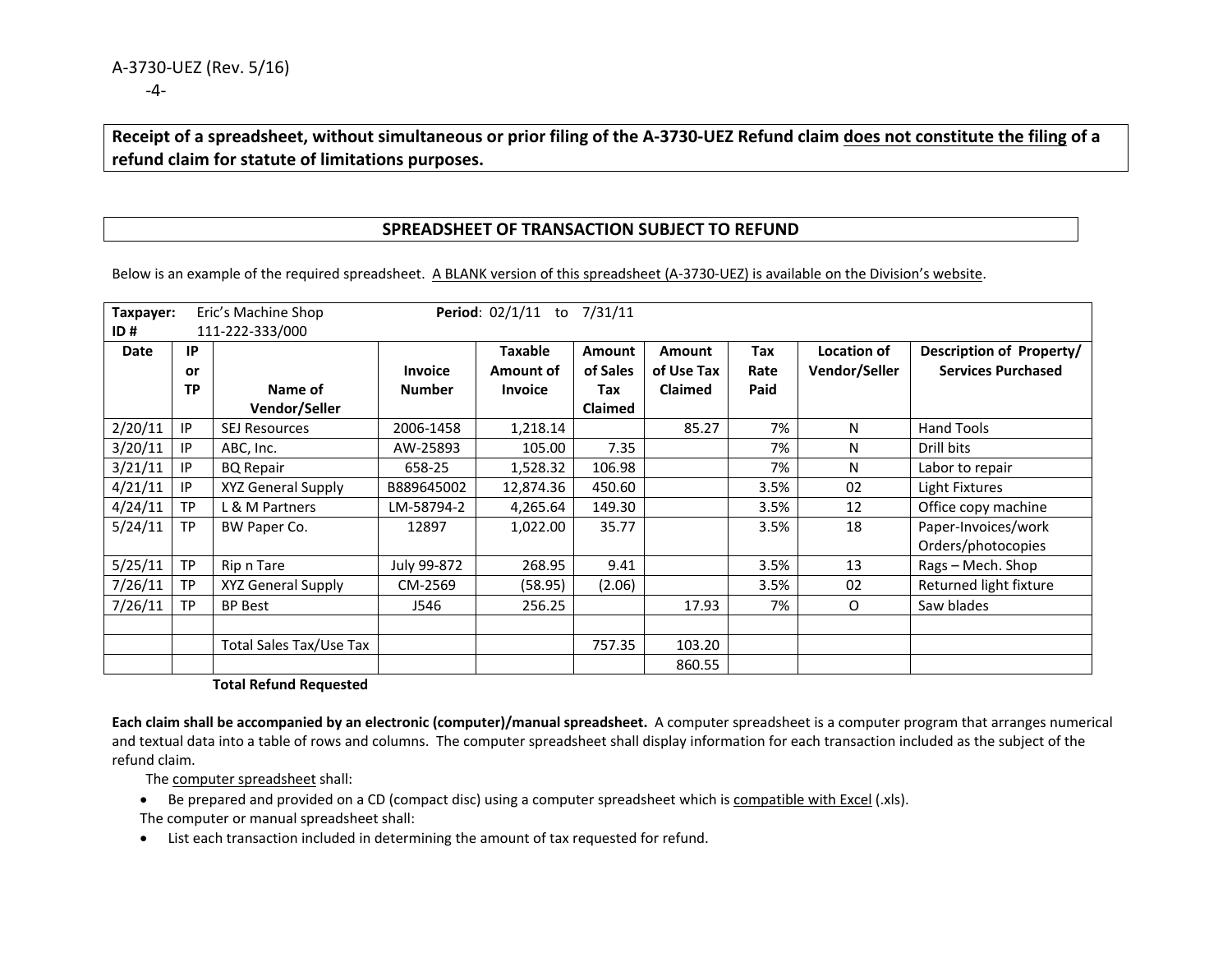A-3730-UEZ (Rev. 5/16)

**Receipt of a spreadsheet, without simultaneous or prior filing of the A-3730-UEZ Refund claim <u>does not constitute the filing</u> of a refund claim for statute of limitations purposes.**

## SPREADSHEET OF TRANSACTION SUBJECT TO REFUND

Below is an example of the required spreadsheet. <u>A BLANK version of this spreadsheet (A-3730-UEZ) is available on the Division's website</u>.

| **Taxpayer:** Eric's Machine Shop<br>**ID #** 111-222-333/000 | | | **Period**: 02/1/11 to 7/31/11 | | | | | | |
|---|---|---|---|---|---|---|---|---|---|
| **Date** | **IP or TP** | **Name of Vendor/Seller** | **Invoice Number** | **Taxable Amount of Invoice** | **Amount of Sales Tax Claimed** | **Amount of Use Tax Claimed** | **Tax Rate Paid** | **Location of Vendor/Seller** | **Description of Property/ Services Purchased** |
| 2/20/11 | IP | SEJ Resources | 2006-1458 | 1,218.14 | | 85.27 | 7% | N | Hand Tools |
| 3/20/11 | IP | ABC, Inc. | AW-25893 | 105.00 | 7.35 | | 7% | N | Drill bits |
| 3/21/11 | IP | BQ Repair | 658-25 | 1,528.32 | 106.98 | | 7% | N | Labor to repair |
| 4/21/11 | IP | XYZ General Supply | B889645002 | 12,874.36 | 450.60 | | 3.5% | 02 | Light Fixtures |
| 4/24/11 | TP | L & M Partners | LM-58794-2 | 4,265.64 | 149.30 | | 3.5% | 12 | Office copy machine |
| 5/24/11 | TP | BW Paper Co. | 12897 | 1,022.00 | 35.77 | | 3.5% | 18 | Paper-Invoices/work Orders/photocopies |
| 5/25/11 | TP | Rip n Tare | July 99-872 | 268.95 | 9.41 | | 3.5% | 13 | Rags – Mech. Shop |
| 7/26/11 | TP | XYZ General Supply | CM-2569 | (58.95) | (2.06) | | 3.5% | 02 | Returned light fixture |
| 7/26/11 | TP | BP Best | J546 | 256.25 | | 17.93 | 7% | O | Saw blades |
| | | | | | | | | | |
| | | Total Sales Tax/Use Tax | | | 757.35 | 103.20 | | | |
| | | | | | | 860.55 | | | |

**Total Refund Requested**

**Each claim shall be accompanied by an electronic (computer)/manual spreadsheet.** A computer spreadsheet is a computer program that arranges numerical and textual data into a table of rows and columns. The computer spreadsheet shall display information for each transaction included as the subject of the refund claim.

The <u>computer spreadsheet</u> shall:

- Be prepared and provided on a CD (compact disc) using a computer spreadsheet which is <u>compatible with Excel</u> (.xls).

The computer or manual spreadsheet shall:

- List each transaction included in determining the amount of tax requested for refund.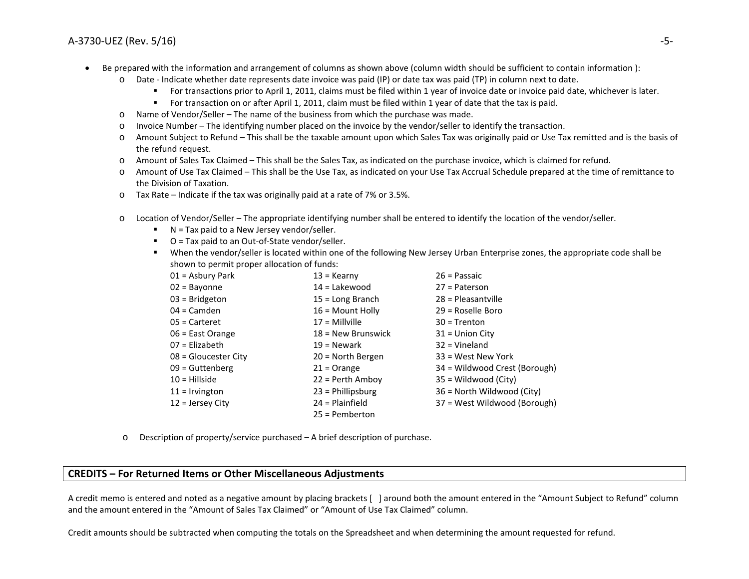- Be prepared with the information and arrangement of columns as shown above (column width should be sufficient to contain information ):
  - Date - Indicate whether date represents date invoice was paid (IP) or date tax was paid (TP) in column next to date.
    - For transactions prior to April 1, 2011, claims must be filed within 1 year of invoice date or invoice paid date, whichever is later.
    - For transaction on or after April 1, 2011, claim must be filed within 1 year of date that the tax is paid.
  - Name of Vendor/Seller – The name of the business from which the purchase was made.
  - Invoice Number – The identifying number placed on the invoice by the vendor/seller to identify the transaction.
  - Amount Subject to Refund – This shall be the taxable amount upon which Sales Tax was originally paid or Use Tax remitted and is the basis of the refund request.
  - Amount of Sales Tax Claimed – This shall be the Sales Tax, as indicated on the purchase invoice, which is claimed for refund.
  - Amount of Use Tax Claimed – This shall be the Use Tax, as indicated on your Use Tax Accrual Schedule prepared at the time of remittance to the Division of Taxation.
  - Tax Rate – Indicate if the tax was originally paid at a rate of 7% or 3.5%.
  - Location of Vendor/Seller – The appropriate identifying number shall be entered to identify the location of the vendor/seller.
    - N = Tax paid to a New Jersey vendor/seller.
    - O = Tax paid to an Out-of-State vendor/seller.
    - When the vendor/seller is located within one of the following New Jersey Urban Enterprise zones, the appropriate code shall be shown to permit proper allocation of funds:

| | | |
|---|---|---|
| 01 = Asbury Park | 13 = Kearny | 26 = Passaic |
| 02 = Bayonne | 14 = Lakewood | 27 = Paterson |
| 03 = Bridgeton | 15 = Long Branch | 28 = Pleasantville |
| 04 = Camden | 16 = Mount Holly | 29 = Roselle Boro |
| 05 = Carteret | 17 = Millville | 30 = Trenton |
| 06 = East Orange | 18 = New Brunswick | 31 = Union City |
| 07 = Elizabeth | 19 = Newark | 32 = Vineland |
| 08 = Gloucester City | 20 = North Bergen | 33 = West New York |
| 09 = Guttenberg | 21 = Orange | 34 = Wildwood Crest (Borough) |
| 10 = Hillside | 22 = Perth Amboy | 35 = Wildwood (City) |
| 11 = Irvington | 23 = Phillipsburg | 36 = North Wildwood (City) |
| 12 = Jersey City | 24 = Plainfield | 37 = West Wildwood (Borough) |
| | 25 = Pemberton | |

  - Description of property/service purchased – A brief description of purchase.

## CREDITS – For Returned Items or Other Miscellaneous Adjustments

A credit memo is entered and noted as a negative amount by placing brackets [ ] around both the amount entered in the "Amount Subject to Refund" column and the amount entered in the "Amount of Sales Tax Claimed" or "Amount of Use Tax Claimed" column.

Credit amounts should be subtracted when computing the totals on the Spreadsheet and when determining the amount requested for refund.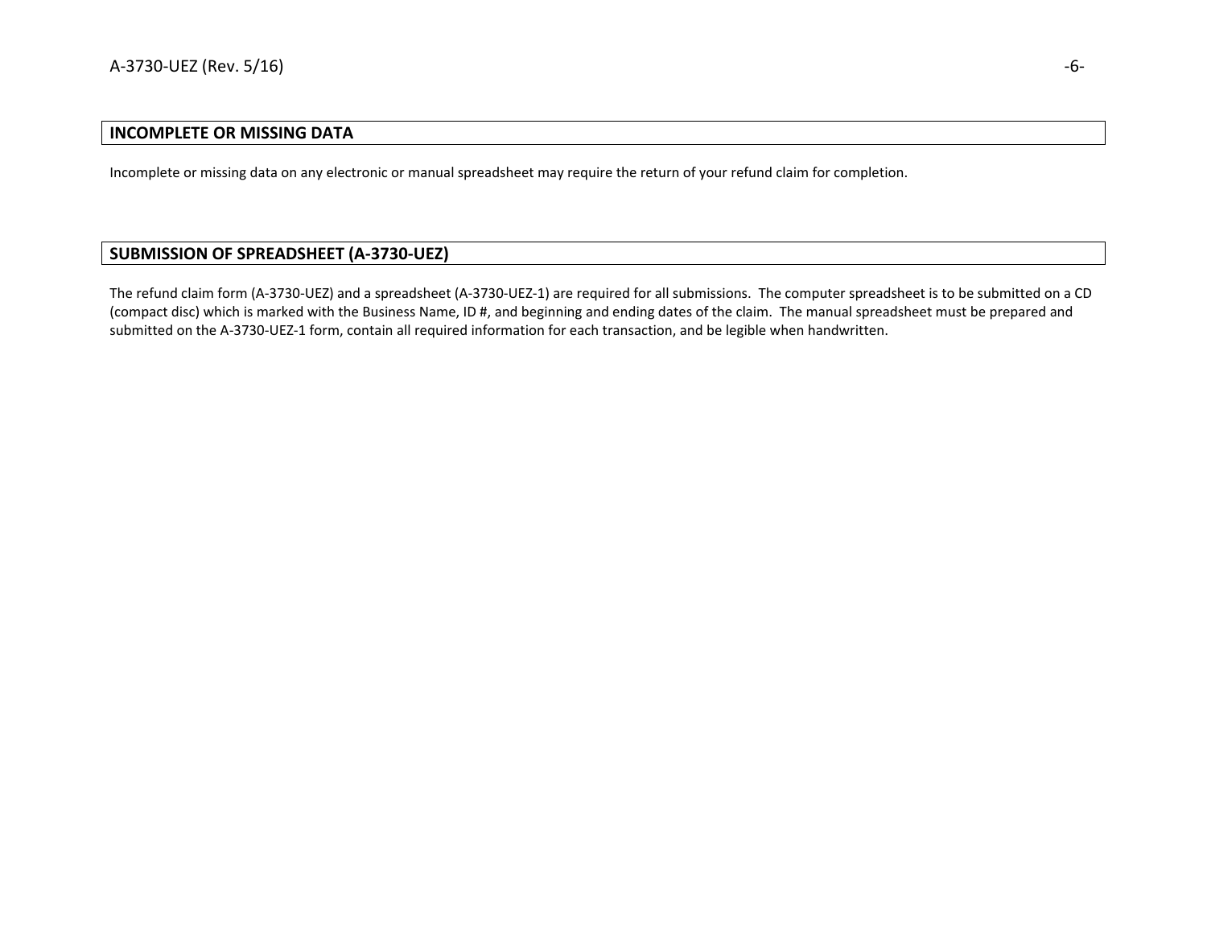## INCOMPLETE OR MISSING DATA

Incomplete or missing data on any electronic or manual spreadsheet may require the return of your refund claim for completion.

## SUBMISSION OF SPREADSHEET (A-3730-UEZ)

The refund claim form (A-3730-UEZ) and a spreadsheet (A-3730-UEZ-1) are required for all submissions. The computer spreadsheet is to be submitted on a CD (compact disc) which is marked with the Business Name, ID #, and beginning and ending dates of the claim. The manual spreadsheet must be prepared and submitted on the A-3730-UEZ-1 form, contain all required information for each transaction, and be legible when handwritten.